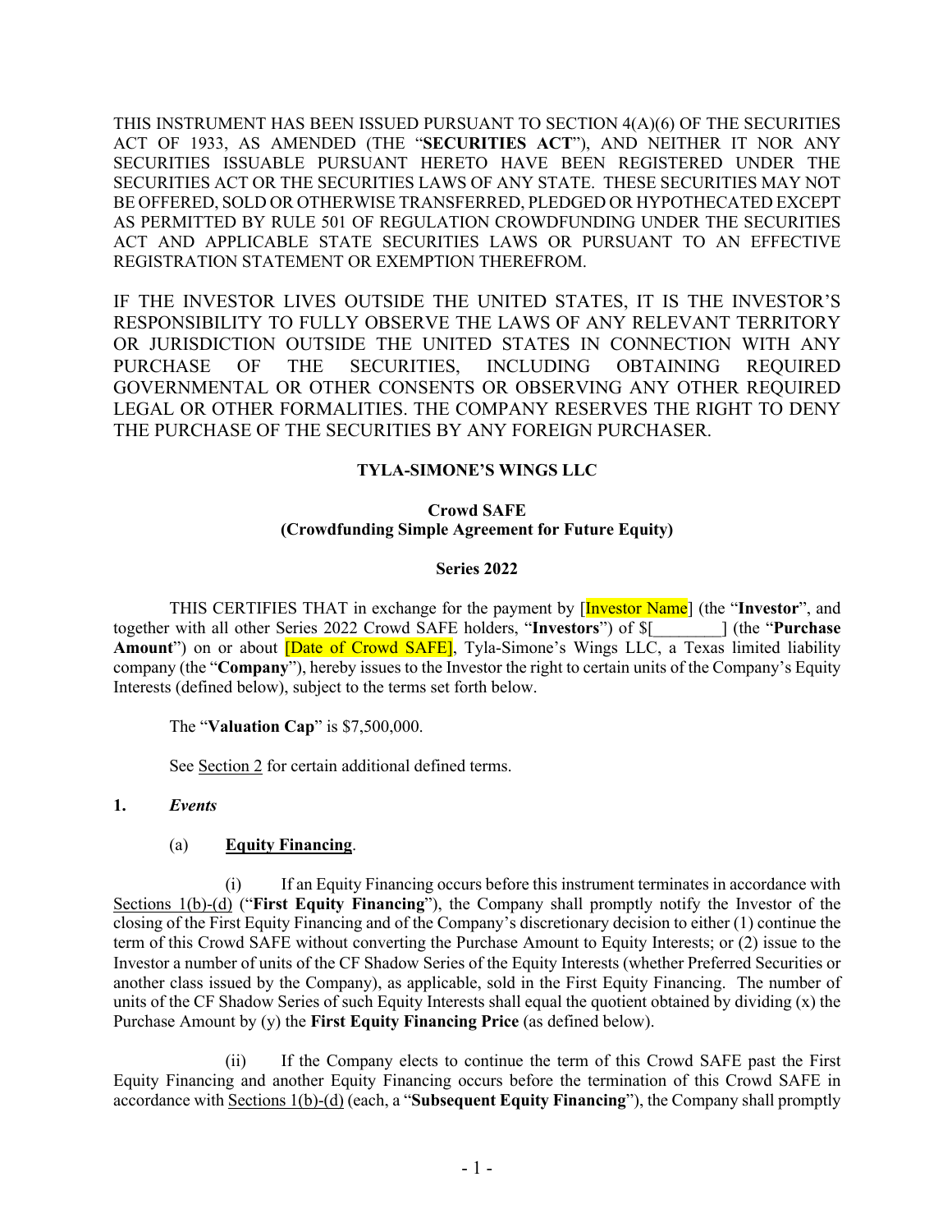THIS INSTRUMENT HAS BEEN ISSUED PURSUANT TO SECTION 4(A)(6) OF THE SECURITIES ACT OF 1933, AS AMENDED (THE "**SECURITIES ACT**"), AND NEITHER IT NOR ANY SECURITIES ISSUABLE PURSUANT HERETO HAVE BEEN REGISTERED UNDER THE SECURITIES ACT OR THE SECURITIES LAWS OF ANY STATE. THESE SECURITIES MAY NOT BE OFFERED, SOLD OR OTHERWISE TRANSFERRED, PLEDGED OR HYPOTHECATED EXCEPT AS PERMITTED BY RULE 501 OF REGULATION CROWDFUNDING UNDER THE SECURITIES ACT AND APPLICABLE STATE SECURITIES LAWS OR PURSUANT TO AN EFFECTIVE REGISTRATION STATEMENT OR EXEMPTION THEREFROM.

IF THE INVESTOR LIVES OUTSIDE THE UNITED STATES, IT IS THE INVESTOR'S RESPONSIBILITY TO FULLY OBSERVE THE LAWS OF ANY RELEVANT TERRITORY OR JURISDICTION OUTSIDE THE UNITED STATES IN CONNECTION WITH ANY PURCHASE OF THE SECURITIES, INCLUDING OBTAINING REQUIRED GOVERNMENTAL OR OTHER CONSENTS OR OBSERVING ANY OTHER REQUIRED LEGAL OR OTHER FORMALITIES. THE COMPANY RESERVES THE RIGHT TO DENY THE PURCHASE OF THE SECURITIES BY ANY FOREIGN PURCHASER.

**TYLA-SIMONE'S WINGS LLC**

**Crowd SAFE**
**(Crowdfunding Simple Agreement for Future Equity)**

**Series 2022**

THIS CERTIFIES THAT in exchange for the payment by [Investor Name] (the "**Investor**", and together with all other Series 2022 Crowd SAFE holders, "**Investors**") of $[________] (the "**Purchase Amount**") on or about [Date of Crowd SAFE], Tyla-Simone's Wings LLC, a Texas limited liability company (the "**Company**"), hereby issues to the Investor the right to certain units of the Company's Equity Interests (defined below), subject to the terms set forth below.

The "**Valuation Cap**" is $7,500,000.

See Section 2 for certain additional defined terms.

**1. *Events***

(a) **Equity Financing**.

(i) If an Equity Financing occurs before this instrument terminates in accordance with Sections 1(b)-(d) ("**First Equity Financing**"), the Company shall promptly notify the Investor of the closing of the First Equity Financing and of the Company's discretionary decision to either (1) continue the term of this Crowd SAFE without converting the Purchase Amount to Equity Interests; or (2) issue to the Investor a number of units of the CF Shadow Series of the Equity Interests (whether Preferred Securities or another class issued by the Company), as applicable, sold in the First Equity Financing. The number of units of the CF Shadow Series of such Equity Interests shall equal the quotient obtained by dividing (x) the Purchase Amount by (y) the **First Equity Financing Price** (as defined below).

(ii) If the Company elects to continue the term of this Crowd SAFE past the First Equity Financing and another Equity Financing occurs before the termination of this Crowd SAFE in accordance with Sections 1(b)-(d) (each, a "**Subsequent Equity Financing**"), the Company shall promptly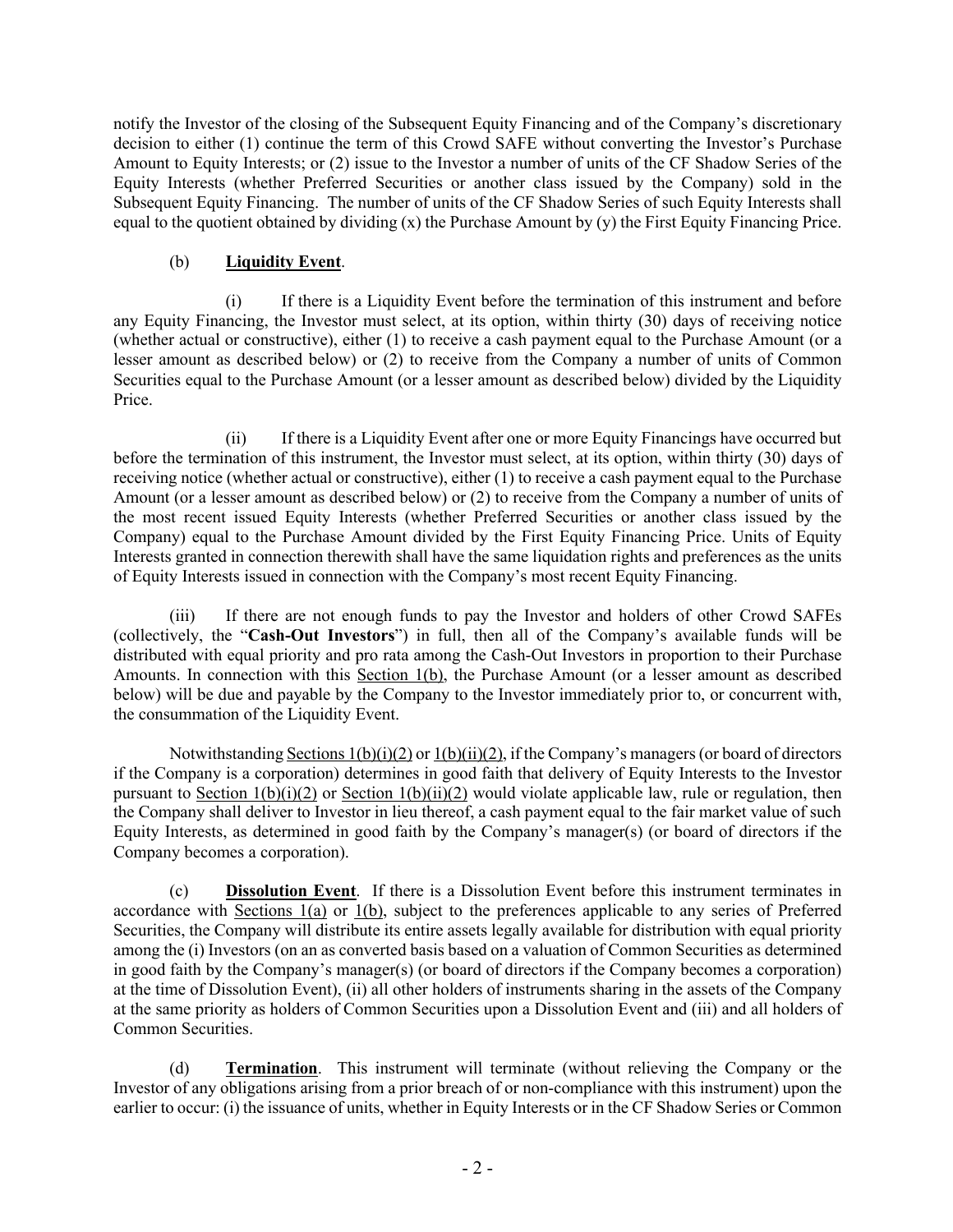notify the Investor of the closing of the Subsequent Equity Financing and of the Company's discretionary decision to either (1) continue the term of this Crowd SAFE without converting the Investor's Purchase Amount to Equity Interests; or (2) issue to the Investor a number of units of the CF Shadow Series of the Equity Interests (whether Preferred Securities or another class issued by the Company) sold in the Subsequent Equity Financing. The number of units of the CF Shadow Series of such Equity Interests shall equal to the quotient obtained by dividing (x) the Purchase Amount by (y) the First Equity Financing Price.

(b) **Liquidity Event**.

(i) If there is a Liquidity Event before the termination of this instrument and before any Equity Financing, the Investor must select, at its option, within thirty (30) days of receiving notice (whether actual or constructive), either (1) to receive a cash payment equal to the Purchase Amount (or a lesser amount as described below) or (2) to receive from the Company a number of units of Common Securities equal to the Purchase Amount (or a lesser amount as described below) divided by the Liquidity Price.

(ii) If there is a Liquidity Event after one or more Equity Financings have occurred but before the termination of this instrument, the Investor must select, at its option, within thirty (30) days of receiving notice (whether actual or constructive), either (1) to receive a cash payment equal to the Purchase Amount (or a lesser amount as described below) or (2) to receive from the Company a number of units of the most recent issued Equity Interests (whether Preferred Securities or another class issued by the Company) equal to the Purchase Amount divided by the First Equity Financing Price. Units of Equity Interests granted in connection therewith shall have the same liquidation rights and preferences as the units of Equity Interests issued in connection with the Company's most recent Equity Financing.

(iii) If there are not enough funds to pay the Investor and holders of other Crowd SAFEs (collectively, the "**Cash-Out Investors**") in full, then all of the Company's available funds will be distributed with equal priority and pro rata among the Cash-Out Investors in proportion to their Purchase Amounts. In connection with this Section 1(b), the Purchase Amount (or a lesser amount as described below) will be due and payable by the Company to the Investor immediately prior to, or concurrent with, the consummation of the Liquidity Event.

Notwithstanding Sections 1(b)(i)(2) or 1(b)(ii)(2), if the Company's managers (or board of directors if the Company is a corporation) determines in good faith that delivery of Equity Interests to the Investor pursuant to Section 1(b)(i)(2) or Section 1(b)(ii)(2) would violate applicable law, rule or regulation, then the Company shall deliver to Investor in lieu thereof, a cash payment equal to the fair market value of such Equity Interests, as determined in good faith by the Company's manager(s) (or board of directors if the Company becomes a corporation).

(c) **Dissolution Event**. If there is a Dissolution Event before this instrument terminates in accordance with Sections 1(a) or 1(b), subject to the preferences applicable to any series of Preferred Securities, the Company will distribute its entire assets legally available for distribution with equal priority among the (i) Investors (on an as converted basis based on a valuation of Common Securities as determined in good faith by the Company's manager(s) (or board of directors if the Company becomes a corporation) at the time of Dissolution Event), (ii) all other holders of instruments sharing in the assets of the Company at the same priority as holders of Common Securities upon a Dissolution Event and (iii) and all holders of Common Securities.

(d) **Termination**. This instrument will terminate (without relieving the Company or the Investor of any obligations arising from a prior breach of or non-compliance with this instrument) upon the earlier to occur: (i) the issuance of units, whether in Equity Interests or in the CF Shadow Series or Common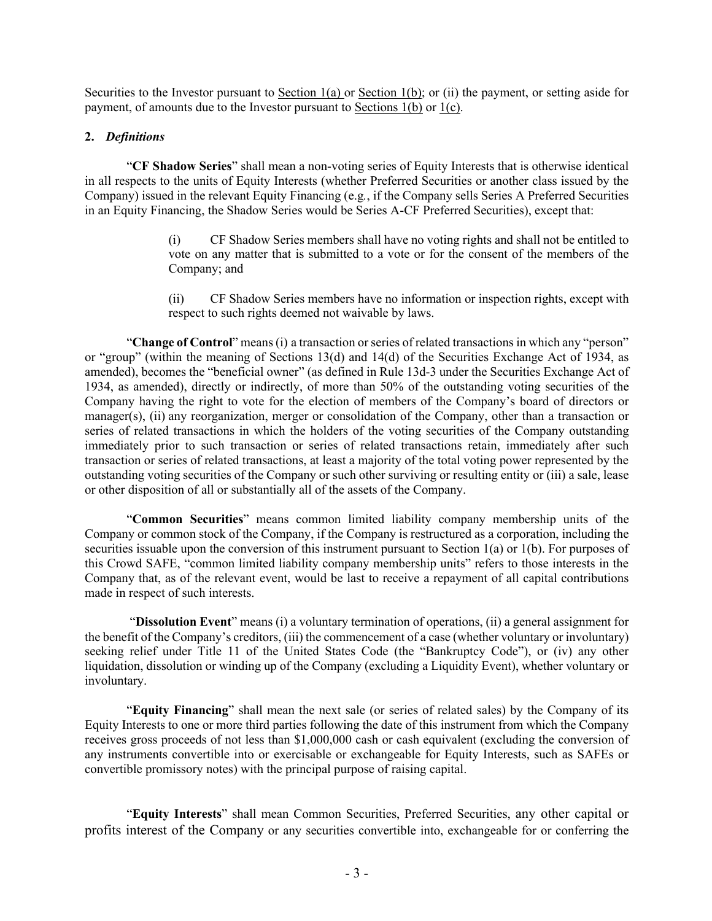Securities to the Investor pursuant to Section 1(a) or Section 1(b); or (ii) the payment, or setting aside for payment, of amounts due to the Investor pursuant to Sections 1(b) or 1(c).

**2.** ***Definitions***

"**CF Shadow Series**" shall mean a non-voting series of Equity Interests that is otherwise identical in all respects to the units of Equity Interests (whether Preferred Securities or another class issued by the Company) issued in the relevant Equity Financing (e.g*.*, if the Company sells Series A Preferred Securities in an Equity Financing, the Shadow Series would be Series A-CF Preferred Securities), except that:

> (i) CF Shadow Series members shall have no voting rights and shall not be entitled to vote on any matter that is submitted to a vote or for the consent of the members of the Company; and
>
> (ii) CF Shadow Series members have no information or inspection rights, except with respect to such rights deemed not waivable by laws.

"**Change of Control**" means (i) a transaction or series of related transactions in which any "person" or "group" (within the meaning of Sections 13(d) and 14(d) of the Securities Exchange Act of 1934, as amended), becomes the "beneficial owner" (as defined in Rule 13d-3 under the Securities Exchange Act of 1934, as amended), directly or indirectly, of more than 50% of the outstanding voting securities of the Company having the right to vote for the election of members of the Company's board of directors or manager(s), (ii) any reorganization, merger or consolidation of the Company, other than a transaction or series of related transactions in which the holders of the voting securities of the Company outstanding immediately prior to such transaction or series of related transactions retain, immediately after such transaction or series of related transactions, at least a majority of the total voting power represented by the outstanding voting securities of the Company or such other surviving or resulting entity or (iii) a sale, lease or other disposition of all or substantially all of the assets of the Company.

"**Common Securities**" means common limited liability company membership units of the Company or common stock of the Company, if the Company is restructured as a corporation, including the securities issuable upon the conversion of this instrument pursuant to Section 1(a) or 1(b). For purposes of this Crowd SAFE, "common limited liability company membership units" refers to those interests in the Company that, as of the relevant event, would be last to receive a repayment of all capital contributions made in respect of such interests.

"**Dissolution Event**" means (i) a voluntary termination of operations, (ii) a general assignment for the benefit of the Company's creditors, (iii) the commencement of a case (whether voluntary or involuntary) seeking relief under Title 11 of the United States Code (the "Bankruptcy Code"), or (iv) any other liquidation, dissolution or winding up of the Company (excluding a Liquidity Event), whether voluntary or involuntary.

"**Equity Financing**" shall mean the next sale (or series of related sales) by the Company of its Equity Interests to one or more third parties following the date of this instrument from which the Company receives gross proceeds of not less than $1,000,000 cash or cash equivalent (excluding the conversion of any instruments convertible into or exercisable or exchangeable for Equity Interests, such as SAFEs or convertible promissory notes) with the principal purpose of raising capital.

"**Equity Interests**" shall mean Common Securities, Preferred Securities, any other capital or profits interest of the Company or any securities convertible into, exchangeable for or conferring the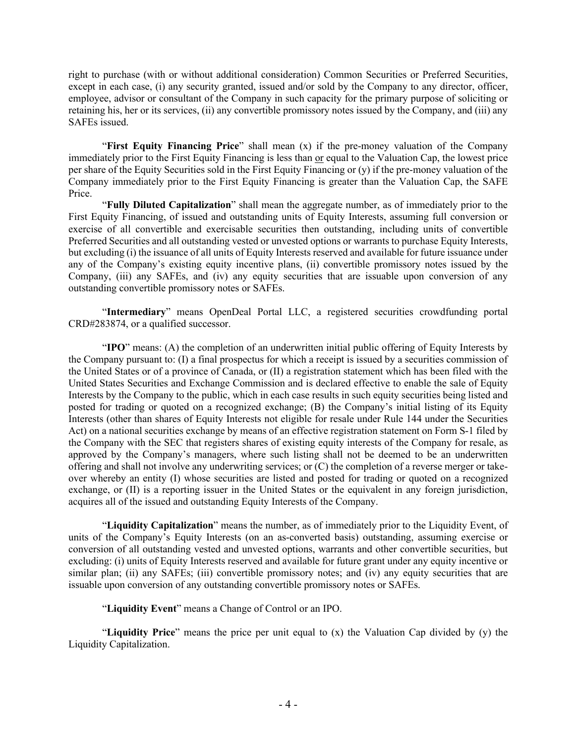right to purchase (with or without additional consideration) Common Securities or Preferred Securities, except in each case, (i) any security granted, issued and/or sold by the Company to any director, officer, employee, advisor or consultant of the Company in such capacity for the primary purpose of soliciting or retaining his, her or its services, (ii) any convertible promissory notes issued by the Company, and (iii) any SAFEs issued.

"**First Equity Financing Price**" shall mean (x) if the pre-money valuation of the Company immediately prior to the First Equity Financing is less than or equal to the Valuation Cap, the lowest price per share of the Equity Securities sold in the First Equity Financing or (y) if the pre-money valuation of the Company immediately prior to the First Equity Financing is greater than the Valuation Cap, the SAFE Price.

"**Fully Diluted Capitalization**" shall mean the aggregate number, as of immediately prior to the First Equity Financing, of issued and outstanding units of Equity Interests, assuming full conversion or exercise of all convertible and exercisable securities then outstanding, including units of convertible Preferred Securities and all outstanding vested or unvested options or warrants to purchase Equity Interests, but excluding (i) the issuance of all units of Equity Interests reserved and available for future issuance under any of the Company's existing equity incentive plans, (ii) convertible promissory notes issued by the Company, (iii) any SAFEs, and (iv) any equity securities that are issuable upon conversion of any outstanding convertible promissory notes or SAFEs.

"**Intermediary**" means OpenDeal Portal LLC, a registered securities crowdfunding portal CRD#283874, or a qualified successor.

"**IPO**" means: (A) the completion of an underwritten initial public offering of Equity Interests by the Company pursuant to: (I) a final prospectus for which a receipt is issued by a securities commission of the United States or of a province of Canada, or (II) a registration statement which has been filed with the United States Securities and Exchange Commission and is declared effective to enable the sale of Equity Interests by the Company to the public, which in each case results in such equity securities being listed and posted for trading or quoted on a recognized exchange; (B) the Company's initial listing of its Equity Interests (other than shares of Equity Interests not eligible for resale under Rule 144 under the Securities Act) on a national securities exchange by means of an effective registration statement on Form S-1 filed by the Company with the SEC that registers shares of existing equity interests of the Company for resale, as approved by the Company's managers, where such listing shall not be deemed to be an underwritten offering and shall not involve any underwriting services; or (C) the completion of a reverse merger or take-over whereby an entity (I) whose securities are listed and posted for trading or quoted on a recognized exchange, or (II) is a reporting issuer in the United States or the equivalent in any foreign jurisdiction, acquires all of the issued and outstanding Equity Interests of the Company.

"**Liquidity Capitalization**" means the number, as of immediately prior to the Liquidity Event, of units of the Company's Equity Interests (on an as-converted basis) outstanding, assuming exercise or conversion of all outstanding vested and unvested options, warrants and other convertible securities, but excluding: (i) units of Equity Interests reserved and available for future grant under any equity incentive or similar plan; (ii) any SAFEs; (iii) convertible promissory notes; and (iv) any equity securities that are issuable upon conversion of any outstanding convertible promissory notes or SAFEs.

"**Liquidity Event**" means a Change of Control or an IPO.

"**Liquidity Price**" means the price per unit equal to (x) the Valuation Cap divided by (y) the Liquidity Capitalization.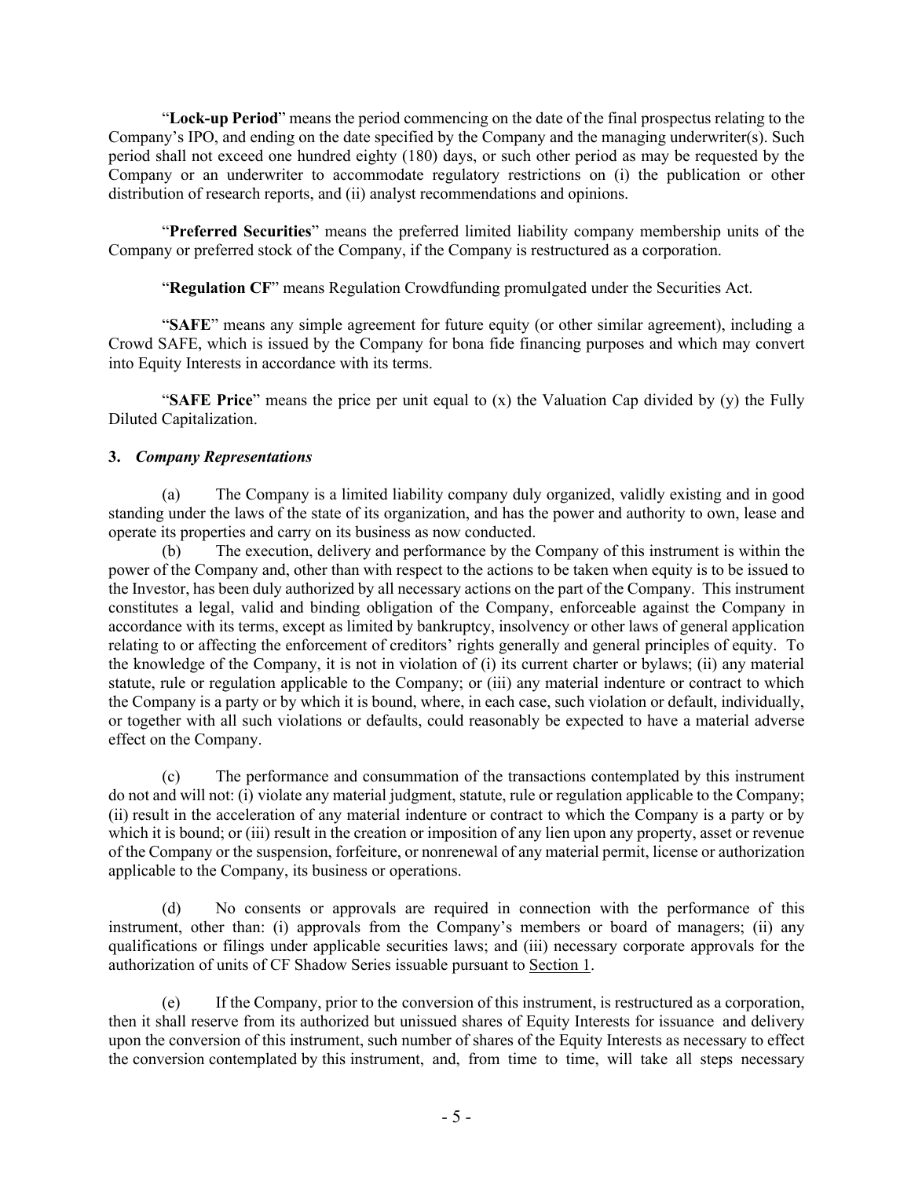"**Lock-up Period**" means the period commencing on the date of the final prospectus relating to the Company's IPO, and ending on the date specified by the Company and the managing underwriter(s). Such period shall not exceed one hundred eighty (180) days, or such other period as may be requested by the Company or an underwriter to accommodate regulatory restrictions on (i) the publication or other distribution of research reports, and (ii) analyst recommendations and opinions.

"**Preferred Securities**" means the preferred limited liability company membership units of the Company or preferred stock of the Company, if the Company is restructured as a corporation.

"**Regulation CF**" means Regulation Crowdfunding promulgated under the Securities Act.

"**SAFE**" means any simple agreement for future equity (or other similar agreement), including a Crowd SAFE, which is issued by the Company for bona fide financing purposes and which may convert into Equity Interests in accordance with its terms.

"**SAFE Price**" means the price per unit equal to (x) the Valuation Cap divided by (y) the Fully Diluted Capitalization.

**3.** ***Company Representations***

(a) The Company is a limited liability company duly organized, validly existing and in good standing under the laws of the state of its organization, and has the power and authority to own, lease and operate its properties and carry on its business as now conducted.

(b) The execution, delivery and performance by the Company of this instrument is within the power of the Company and, other than with respect to the actions to be taken when equity is to be issued to the Investor, has been duly authorized by all necessary actions on the part of the Company. This instrument constitutes a legal, valid and binding obligation of the Company, enforceable against the Company in accordance with its terms, except as limited by bankruptcy, insolvency or other laws of general application relating to or affecting the enforcement of creditors' rights generally and general principles of equity. To the knowledge of the Company, it is not in violation of (i) its current charter or bylaws; (ii) any material statute, rule or regulation applicable to the Company; or (iii) any material indenture or contract to which the Company is a party or by which it is bound, where, in each case, such violation or default, individually, or together with all such violations or defaults, could reasonably be expected to have a material adverse effect on the Company.

(c) The performance and consummation of the transactions contemplated by this instrument do not and will not: (i) violate any material judgment, statute, rule or regulation applicable to the Company; (ii) result in the acceleration of any material indenture or contract to which the Company is a party or by which it is bound; or (iii) result in the creation or imposition of any lien upon any property, asset or revenue of the Company or the suspension, forfeiture, or nonrenewal of any material permit, license or authorization applicable to the Company, its business or operations.

(d) No consents or approvals are required in connection with the performance of this instrument, other than: (i) approvals from the Company's members or board of managers; (ii) any qualifications or filings under applicable securities laws; and (iii) necessary corporate approvals for the authorization of units of CF Shadow Series issuable pursuant to Section 1.

(e) If the Company, prior to the conversion of this instrument, is restructured as a corporation, then it shall reserve from its authorized but unissued shares of Equity Interests for issuance and delivery upon the conversion of this instrument, such number of shares of the Equity Interests as necessary to effect the conversion contemplated by this instrument, and, from time to time, will take all steps necessary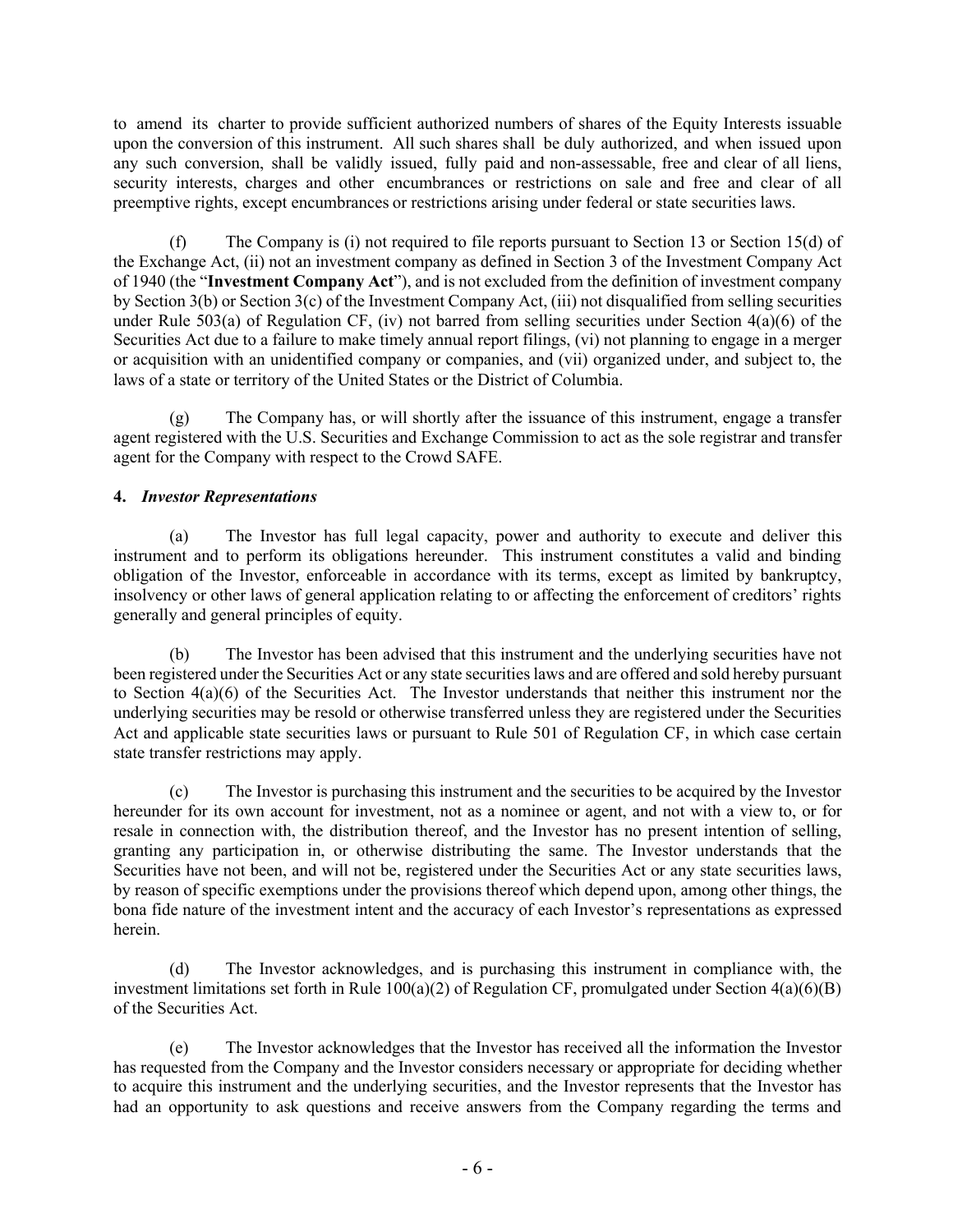to amend its charter to provide sufficient authorized numbers of shares of the Equity Interests issuable upon the conversion of this instrument. All such shares shall be duly authorized, and when issued upon any such conversion, shall be validly issued, fully paid and non-assessable, free and clear of all liens, security interests, charges and other encumbrances or restrictions on sale and free and clear of all preemptive rights, except encumbrances or restrictions arising under federal or state securities laws.

(f) The Company is (i) not required to file reports pursuant to Section 13 or Section 15(d) of the Exchange Act, (ii) not an investment company as defined in Section 3 of the Investment Company Act of 1940 (the "**Investment Company Act**"), and is not excluded from the definition of investment company by Section 3(b) or Section 3(c) of the Investment Company Act, (iii) not disqualified from selling securities under Rule 503(a) of Regulation CF, (iv) not barred from selling securities under Section 4(a)(6) of the Securities Act due to a failure to make timely annual report filings, (vi) not planning to engage in a merger or acquisition with an unidentified company or companies, and (vii) organized under, and subject to, the laws of a state or territory of the United States or the District of Columbia.

(g) The Company has, or will shortly after the issuance of this instrument, engage a transfer agent registered with the U.S. Securities and Exchange Commission to act as the sole registrar and transfer agent for the Company with respect to the Crowd SAFE.

**4.** ***Investor Representations***

(a) The Investor has full legal capacity, power and authority to execute and deliver this instrument and to perform its obligations hereunder. This instrument constitutes a valid and binding obligation of the Investor, enforceable in accordance with its terms, except as limited by bankruptcy, insolvency or other laws of general application relating to or affecting the enforcement of creditors' rights generally and general principles of equity.

(b) The Investor has been advised that this instrument and the underlying securities have not been registered under the Securities Act or any state securities laws and are offered and sold hereby pursuant to Section 4(a)(6) of the Securities Act. The Investor understands that neither this instrument nor the underlying securities may be resold or otherwise transferred unless they are registered under the Securities Act and applicable state securities laws or pursuant to Rule 501 of Regulation CF, in which case certain state transfer restrictions may apply.

(c) The Investor is purchasing this instrument and the securities to be acquired by the Investor hereunder for its own account for investment, not as a nominee or agent, and not with a view to, or for resale in connection with, the distribution thereof, and the Investor has no present intention of selling, granting any participation in, or otherwise distributing the same. The Investor understands that the Securities have not been, and will not be, registered under the Securities Act or any state securities laws, by reason of specific exemptions under the provisions thereof which depend upon, among other things, the bona fide nature of the investment intent and the accuracy of each Investor's representations as expressed herein.

(d) The Investor acknowledges, and is purchasing this instrument in compliance with, the investment limitations set forth in Rule 100(a)(2) of Regulation CF, promulgated under Section 4(a)(6)(B) of the Securities Act.

(e) The Investor acknowledges that the Investor has received all the information the Investor has requested from the Company and the Investor considers necessary or appropriate for deciding whether to acquire this instrument and the underlying securities, and the Investor represents that the Investor has had an opportunity to ask questions and receive answers from the Company regarding the terms and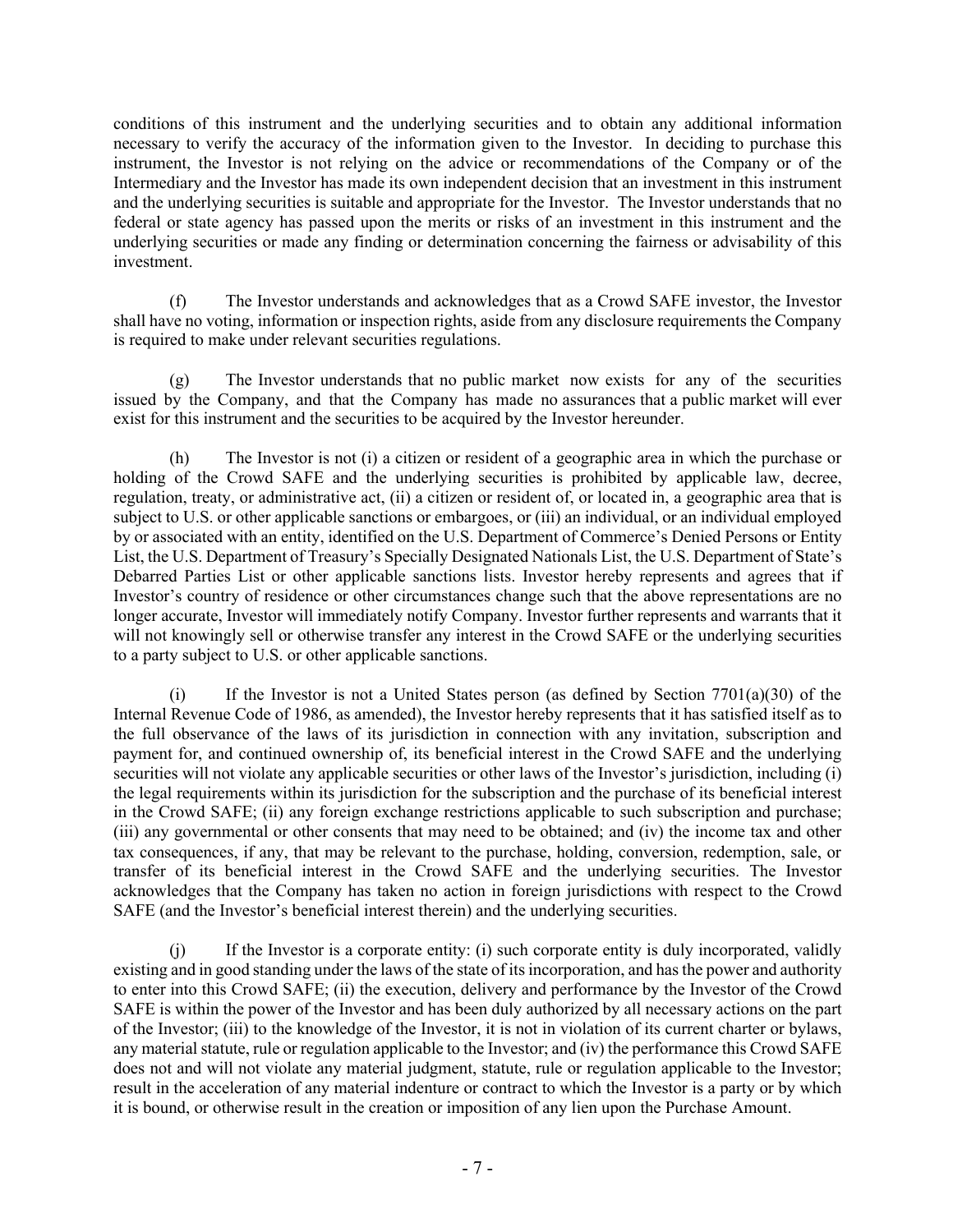conditions of this instrument and the underlying securities and to obtain any additional information necessary to verify the accuracy of the information given to the Investor. In deciding to purchase this instrument, the Investor is not relying on the advice or recommendations of the Company or of the Intermediary and the Investor has made its own independent decision that an investment in this instrument and the underlying securities is suitable and appropriate for the Investor. The Investor understands that no federal or state agency has passed upon the merits or risks of an investment in this instrument and the underlying securities or made any finding or determination concerning the fairness or advisability of this investment.

(f) The Investor understands and acknowledges that as a Crowd SAFE investor, the Investor shall have no voting, information or inspection rights, aside from any disclosure requirements the Company is required to make under relevant securities regulations.

(g) The Investor understands that no public market now exists for any of the securities issued by the Company, and that the Company has made no assurances that a public market will ever exist for this instrument and the securities to be acquired by the Investor hereunder.

(h) The Investor is not (i) a citizen or resident of a geographic area in which the purchase or holding of the Crowd SAFE and the underlying securities is prohibited by applicable law, decree, regulation, treaty, or administrative act, (ii) a citizen or resident of, or located in, a geographic area that is subject to U.S. or other applicable sanctions or embargoes, or (iii) an individual, or an individual employed by or associated with an entity, identified on the U.S. Department of Commerce's Denied Persons or Entity List, the U.S. Department of Treasury's Specially Designated Nationals List, the U.S. Department of State's Debarred Parties List or other applicable sanctions lists. Investor hereby represents and agrees that if Investor's country of residence or other circumstances change such that the above representations are no longer accurate, Investor will immediately notify Company. Investor further represents and warrants that it will not knowingly sell or otherwise transfer any interest in the Crowd SAFE or the underlying securities to a party subject to U.S. or other applicable sanctions.

(i) If the Investor is not a United States person (as defined by Section 7701(a)(30) of the Internal Revenue Code of 1986, as amended), the Investor hereby represents that it has satisfied itself as to the full observance of the laws of its jurisdiction in connection with any invitation, subscription and payment for, and continued ownership of, its beneficial interest in the Crowd SAFE and the underlying securities will not violate any applicable securities or other laws of the Investor's jurisdiction, including (i) the legal requirements within its jurisdiction for the subscription and the purchase of its beneficial interest in the Crowd SAFE; (ii) any foreign exchange restrictions applicable to such subscription and purchase; (iii) any governmental or other consents that may need to be obtained; and (iv) the income tax and other tax consequences, if any, that may be relevant to the purchase, holding, conversion, redemption, sale, or transfer of its beneficial interest in the Crowd SAFE and the underlying securities. The Investor acknowledges that the Company has taken no action in foreign jurisdictions with respect to the Crowd SAFE (and the Investor's beneficial interest therein) and the underlying securities.

(j) If the Investor is a corporate entity: (i) such corporate entity is duly incorporated, validly existing and in good standing under the laws of the state of its incorporation, and has the power and authority to enter into this Crowd SAFE; (ii) the execution, delivery and performance by the Investor of the Crowd SAFE is within the power of the Investor and has been duly authorized by all necessary actions on the part of the Investor; (iii) to the knowledge of the Investor, it is not in violation of its current charter or bylaws, any material statute, rule or regulation applicable to the Investor; and (iv) the performance this Crowd SAFE does not and will not violate any material judgment, statute, rule or regulation applicable to the Investor; result in the acceleration of any material indenture or contract to which the Investor is a party or by which it is bound, or otherwise result in the creation or imposition of any lien upon the Purchase Amount.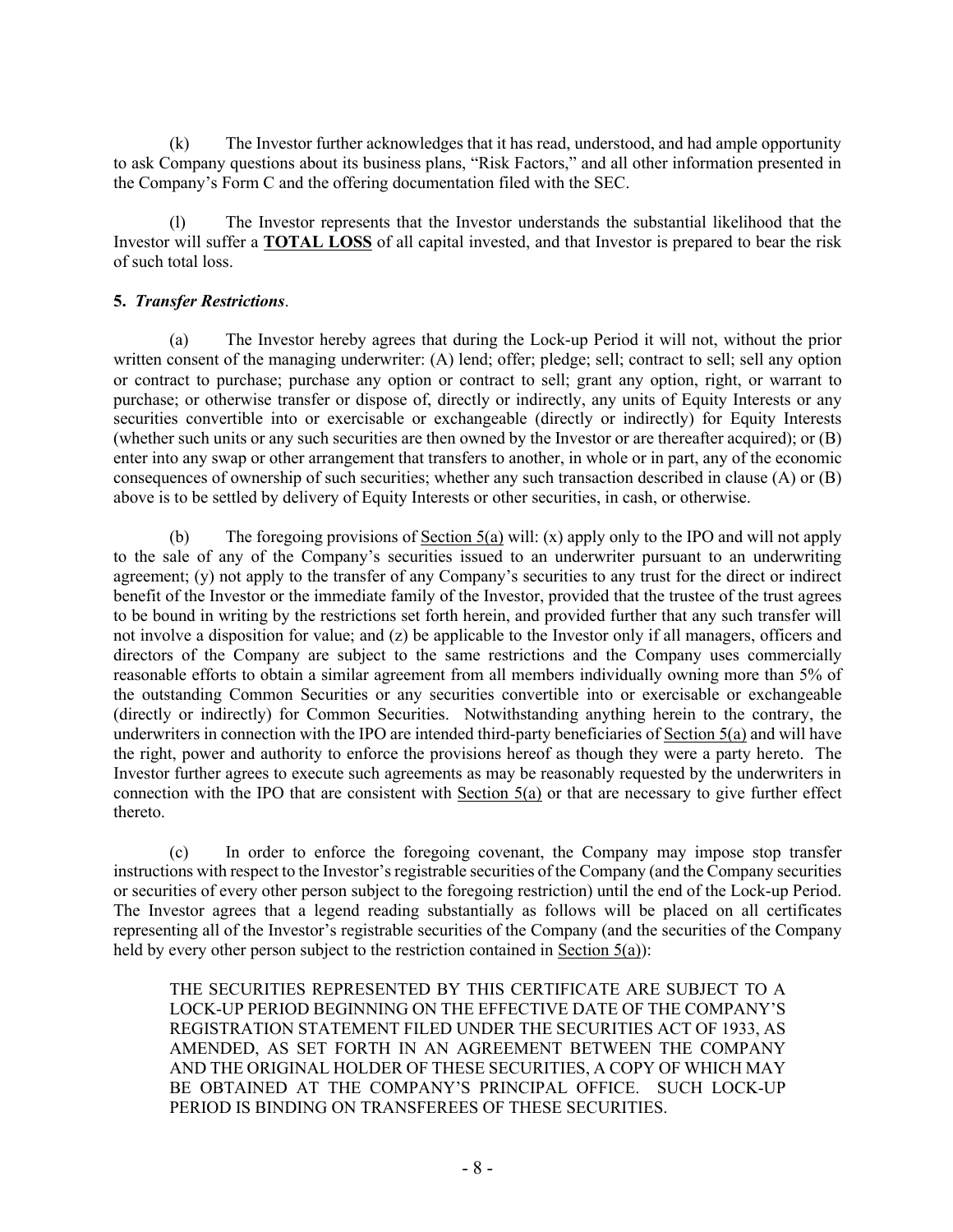(k) The Investor further acknowledges that it has read, understood, and had ample opportunity to ask Company questions about its business plans, "Risk Factors," and all other information presented in the Company's Form C and the offering documentation filed with the SEC.

(l) The Investor represents that the Investor understands the substantial likelihood that the Investor will suffer a **TOTAL LOSS** of all capital invested, and that Investor is prepared to bear the risk of such total loss.

**5.** ***Transfer Restrictions***.

(a) The Investor hereby agrees that during the Lock-up Period it will not, without the prior written consent of the managing underwriter: (A) lend; offer; pledge; sell; contract to sell; sell any option or contract to purchase; purchase any option or contract to sell; grant any option, right, or warrant to purchase; or otherwise transfer or dispose of, directly or indirectly, any units of Equity Interests or any securities convertible into or exercisable or exchangeable (directly or indirectly) for Equity Interests (whether such units or any such securities are then owned by the Investor or are thereafter acquired); or (B) enter into any swap or other arrangement that transfers to another, in whole or in part, any of the economic consequences of ownership of such securities; whether any such transaction described in clause (A) or (B) above is to be settled by delivery of Equity Interests or other securities, in cash, or otherwise.

(b) The foregoing provisions of Section 5(a) will: (x) apply only to the IPO and will not apply to the sale of any of the Company's securities issued to an underwriter pursuant to an underwriting agreement; (y) not apply to the transfer of any Company's securities to any trust for the direct or indirect benefit of the Investor or the immediate family of the Investor, provided that the trustee of the trust agrees to be bound in writing by the restrictions set forth herein, and provided further that any such transfer will not involve a disposition for value; and (z) be applicable to the Investor only if all managers, officers and directors of the Company are subject to the same restrictions and the Company uses commercially reasonable efforts to obtain a similar agreement from all members individually owning more than 5% of the outstanding Common Securities or any securities convertible into or exercisable or exchangeable (directly or indirectly) for Common Securities. Notwithstanding anything herein to the contrary, the underwriters in connection with the IPO are intended third-party beneficiaries of Section 5(a) and will have the right, power and authority to enforce the provisions hereof as though they were a party hereto. The Investor further agrees to execute such agreements as may be reasonably requested by the underwriters in connection with the IPO that are consistent with Section 5(a) or that are necessary to give further effect thereto.

(c) In order to enforce the foregoing covenant, the Company may impose stop transfer instructions with respect to the Investor's registrable securities of the Company (and the Company securities or securities of every other person subject to the foregoing restriction) until the end of the Lock-up Period. The Investor agrees that a legend reading substantially as follows will be placed on all certificates representing all of the Investor's registrable securities of the Company (and the securities of the Company held by every other person subject to the restriction contained in Section 5(a)):

> THE SECURITIES REPRESENTED BY THIS CERTIFICATE ARE SUBJECT TO A LOCK-UP PERIOD BEGINNING ON THE EFFECTIVE DATE OF THE COMPANY'S REGISTRATION STATEMENT FILED UNDER THE SECURITIES ACT OF 1933, AS AMENDED, AS SET FORTH IN AN AGREEMENT BETWEEN THE COMPANY AND THE ORIGINAL HOLDER OF THESE SECURITIES, A COPY OF WHICH MAY BE OBTAINED AT THE COMPANY'S PRINCIPAL OFFICE. SUCH LOCK-UP PERIOD IS BINDING ON TRANSFEREES OF THESE SECURITIES.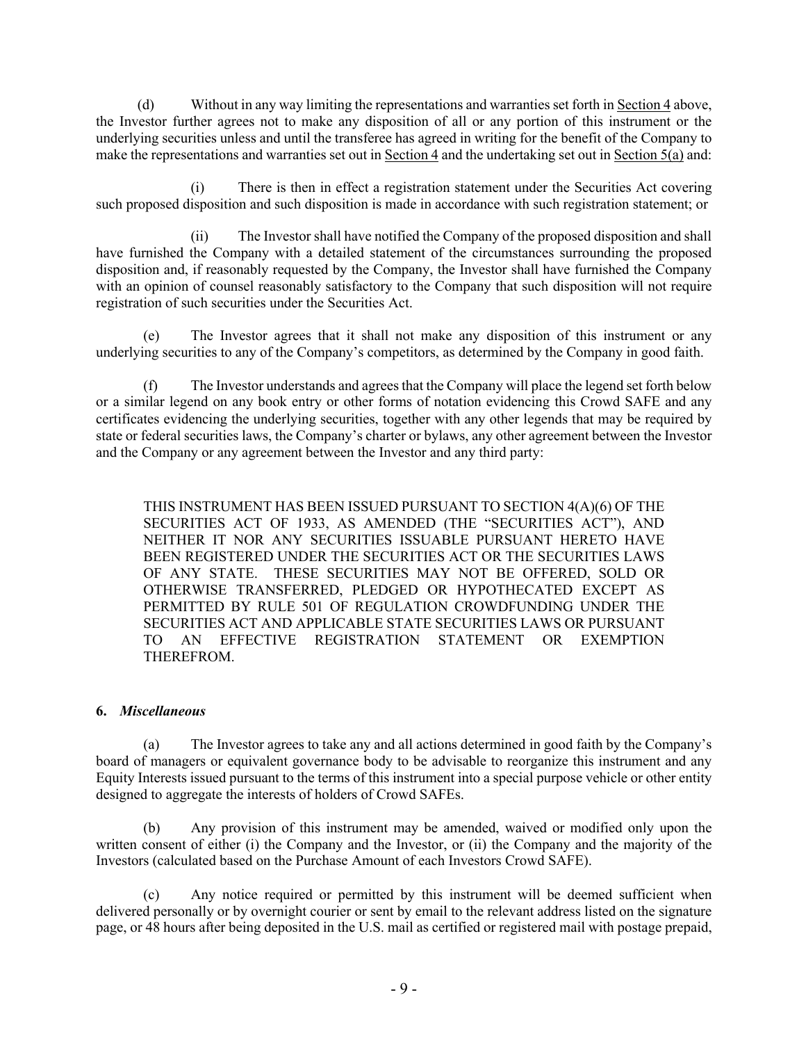(d) Without in any way limiting the representations and warranties set forth in Section 4 above, the Investor further agrees not to make any disposition of all or any portion of this instrument or the underlying securities unless and until the transferee has agreed in writing for the benefit of the Company to make the representations and warranties set out in Section 4 and the undertaking set out in Section 5(a) and:

(i) There is then in effect a registration statement under the Securities Act covering such proposed disposition and such disposition is made in accordance with such registration statement; or

(ii) The Investor shall have notified the Company of the proposed disposition and shall have furnished the Company with a detailed statement of the circumstances surrounding the proposed disposition and, if reasonably requested by the Company, the Investor shall have furnished the Company with an opinion of counsel reasonably satisfactory to the Company that such disposition will not require registration of such securities under the Securities Act.

(e) The Investor agrees that it shall not make any disposition of this instrument or any underlying securities to any of the Company's competitors, as determined by the Company in good faith.

(f) The Investor understands and agrees that the Company will place the legend set forth below or a similar legend on any book entry or other forms of notation evidencing this Crowd SAFE and any certificates evidencing the underlying securities, together with any other legends that may be required by state or federal securities laws, the Company's charter or bylaws, any other agreement between the Investor and the Company or any agreement between the Investor and any third party:

> THIS INSTRUMENT HAS BEEN ISSUED PURSUANT TO SECTION 4(A)(6) OF THE SECURITIES ACT OF 1933, AS AMENDED (THE "SECURITIES ACT"), AND NEITHER IT NOR ANY SECURITIES ISSUABLE PURSUANT HERETO HAVE BEEN REGISTERED UNDER THE SECURITIES ACT OR THE SECURITIES LAWS OF ANY STATE. THESE SECURITIES MAY NOT BE OFFERED, SOLD OR OTHERWISE TRANSFERRED, PLEDGED OR HYPOTHECATED EXCEPT AS PERMITTED BY RULE 501 OF REGULATION CROWDFUNDING UNDER THE SECURITIES ACT AND APPLICABLE STATE SECURITIES LAWS OR PURSUANT TO AN EFFECTIVE REGISTRATION STATEMENT OR EXEMPTION THEREFROM.

**6. *Miscellaneous***

(a) The Investor agrees to take any and all actions determined in good faith by the Company's board of managers or equivalent governance body to be advisable to reorganize this instrument and any Equity Interests issued pursuant to the terms of this instrument into a special purpose vehicle or other entity designed to aggregate the interests of holders of Crowd SAFEs.

(b) Any provision of this instrument may be amended, waived or modified only upon the written consent of either (i) the Company and the Investor, or (ii) the Company and the majority of the Investors (calculated based on the Purchase Amount of each Investors Crowd SAFE).

(c) Any notice required or permitted by this instrument will be deemed sufficient when delivered personally or by overnight courier or sent by email to the relevant address listed on the signature page, or 48 hours after being deposited in the U.S. mail as certified or registered mail with postage prepaid,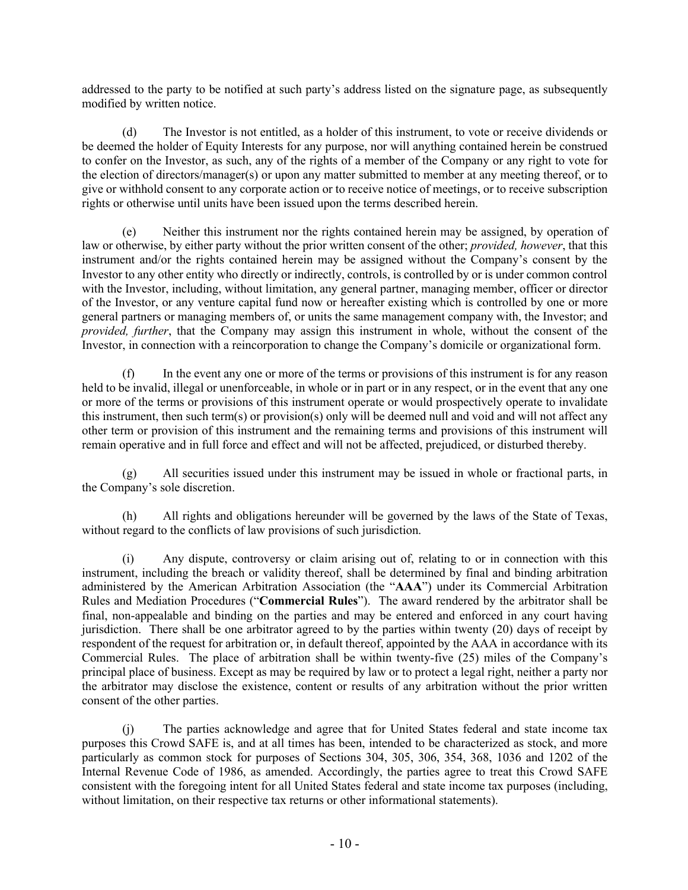addressed to the party to be notified at such party's address listed on the signature page, as subsequently modified by written notice.

(d) The Investor is not entitled, as a holder of this instrument, to vote or receive dividends or be deemed the holder of Equity Interests for any purpose, nor will anything contained herein be construed to confer on the Investor, as such, any of the rights of a member of the Company or any right to vote for the election of directors/manager(s) or upon any matter submitted to member at any meeting thereof, or to give or withhold consent to any corporate action or to receive notice of meetings, or to receive subscription rights or otherwise until units have been issued upon the terms described herein.

(e) Neither this instrument nor the rights contained herein may be assigned, by operation of law or otherwise, by either party without the prior written consent of the other; *provided, however*, that this instrument and/or the rights contained herein may be assigned without the Company's consent by the Investor to any other entity who directly or indirectly, controls, is controlled by or is under common control with the Investor, including, without limitation, any general partner, managing member, officer or director of the Investor, or any venture capital fund now or hereafter existing which is controlled by one or more general partners or managing members of, or units the same management company with, the Investor; and *provided, further*, that the Company may assign this instrument in whole, without the consent of the Investor, in connection with a reincorporation to change the Company's domicile or organizational form.

(f) In the event any one or more of the terms or provisions of this instrument is for any reason held to be invalid, illegal or unenforceable, in whole or in part or in any respect, or in the event that any one or more of the terms or provisions of this instrument operate or would prospectively operate to invalidate this instrument, then such term(s) or provision(s) only will be deemed null and void and will not affect any other term or provision of this instrument and the remaining terms and provisions of this instrument will remain operative and in full force and effect and will not be affected, prejudiced, or disturbed thereby.

(g) All securities issued under this instrument may be issued in whole or fractional parts, in the Company's sole discretion.

(h) All rights and obligations hereunder will be governed by the laws of the State of Texas, without regard to the conflicts of law provisions of such jurisdiction.

(i) Any dispute, controversy or claim arising out of, relating to or in connection with this instrument, including the breach or validity thereof, shall be determined by final and binding arbitration administered by the American Arbitration Association (the "**AAA**") under its Commercial Arbitration Rules and Mediation Procedures ("**Commercial Rules**"). The award rendered by the arbitrator shall be final, non-appealable and binding on the parties and may be entered and enforced in any court having jurisdiction. There shall be one arbitrator agreed to by the parties within twenty (20) days of receipt by respondent of the request for arbitration or, in default thereof, appointed by the AAA in accordance with its Commercial Rules. The place of arbitration shall be within twenty-five (25) miles of the Company's principal place of business. Except as may be required by law or to protect a legal right, neither a party nor the arbitrator may disclose the existence, content or results of any arbitration without the prior written consent of the other parties.

(j) The parties acknowledge and agree that for United States federal and state income tax purposes this Crowd SAFE is, and at all times has been, intended to be characterized as stock, and more particularly as common stock for purposes of Sections 304, 305, 306, 354, 368, 1036 and 1202 of the Internal Revenue Code of 1986, as amended. Accordingly, the parties agree to treat this Crowd SAFE consistent with the foregoing intent for all United States federal and state income tax purposes (including, without limitation, on their respective tax returns or other informational statements).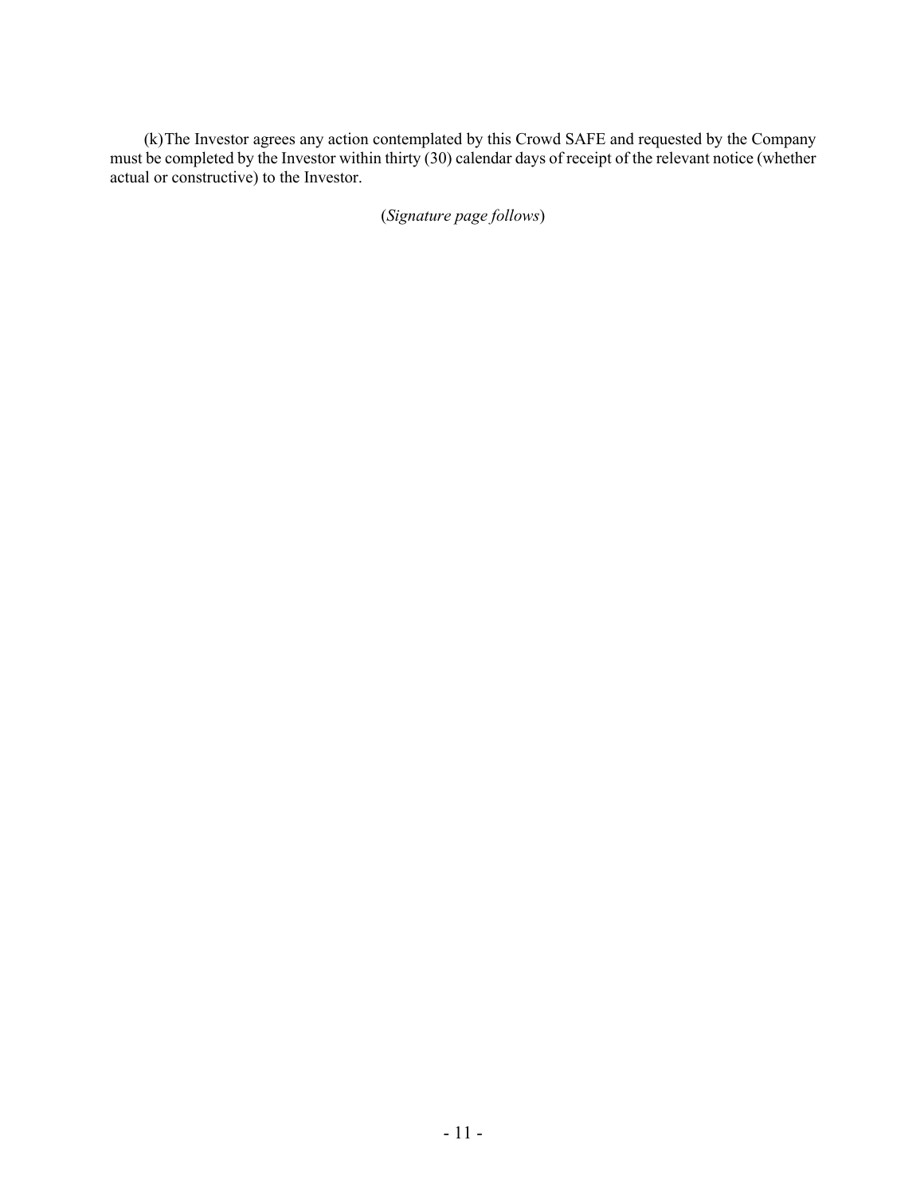(k) The Investor agrees any action contemplated by this Crowd SAFE and requested by the Company must be completed by the Investor within thirty (30) calendar days of receipt of the relevant notice (whether actual or constructive) to the Investor.

(*Signature page follows*)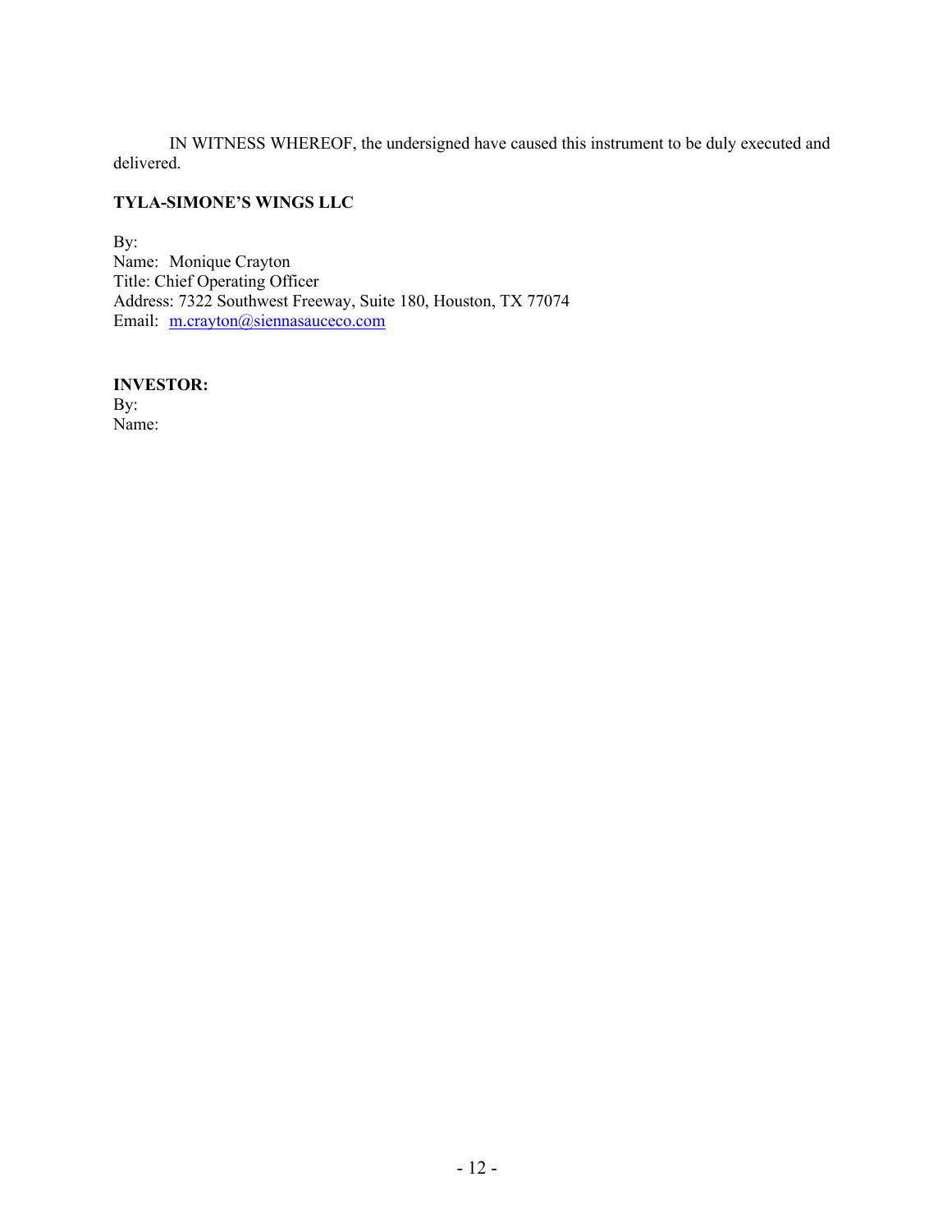IN WITNESS WHEREOF, the undersigned have caused this instrument to be duly executed and delivered.

**TYLA-SIMONE'S WINGS LLC**

By:  
Name: Monique Crayton  
Title: Chief Operating Officer  
Address: 7322 Southwest Freeway, Suite 180, Houston, TX 77074  
Email: m.crayton@siennasauceco.com

**INVESTOR:**  
By:  
Name: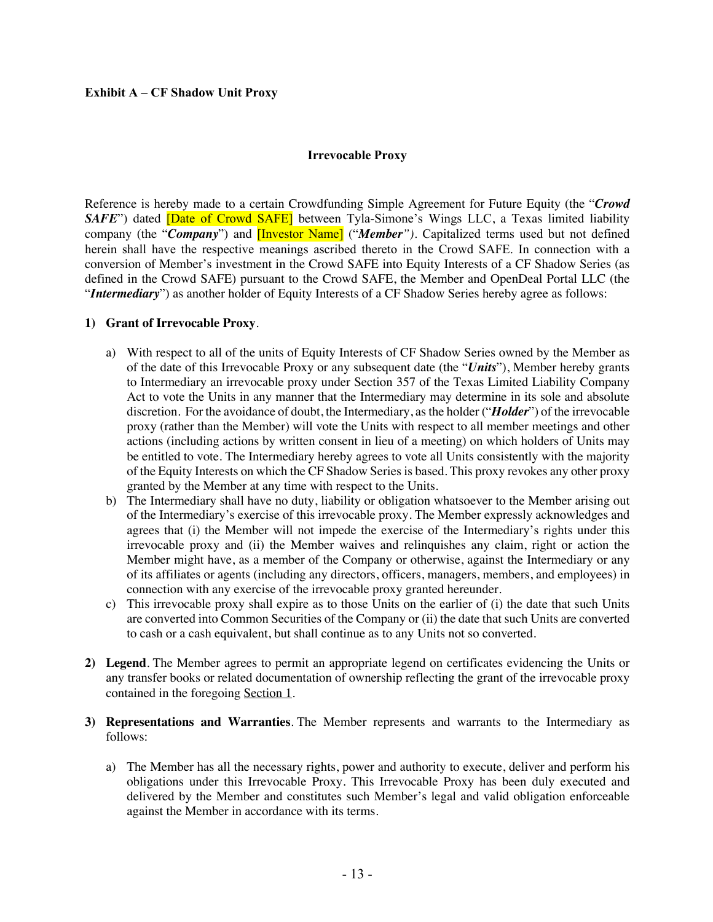**Exhibit A – CF Shadow Unit Proxy**

**Irrevocable Proxy**

Reference is hereby made to a certain Crowdfunding Simple Agreement for Future Equity (the "***Crowd SAFE***") dated [Date of Crowd SAFE] between Tyla-Simone's Wings LLC, a Texas limited liability company (the "***Company***") and [Investor Name] ("***Member****"*). Capitalized terms used but not defined herein shall have the respective meanings ascribed thereto in the Crowd SAFE. In connection with a conversion of Member's investment in the Crowd SAFE into Equity Interests of a CF Shadow Series (as defined in the Crowd SAFE) pursuant to the Crowd SAFE, the Member and OpenDeal Portal LLC (the "***Intermediary***") as another holder of Equity Interests of a CF Shadow Series hereby agree as follows:

**1) Grant of Irrevocable Proxy**.

a) With respect to all of the units of Equity Interests of CF Shadow Series owned by the Member as of the date of this Irrevocable Proxy or any subsequent date (the "***Units***"), Member hereby grants to Intermediary an irrevocable proxy under Section 357 of the Texas Limited Liability Company Act to vote the Units in any manner that the Intermediary may determine in its sole and absolute discretion. For the avoidance of doubt, the Intermediary, as the holder ("***Holder***") of the irrevocable proxy (rather than the Member) will vote the Units with respect to all member meetings and other actions (including actions by written consent in lieu of a meeting) on which holders of Units may be entitled to vote. The Intermediary hereby agrees to vote all Units consistently with the majority of the Equity Interests on which the CF Shadow Series is based. This proxy revokes any other proxy granted by the Member at any time with respect to the Units.

b) The Intermediary shall have no duty, liability or obligation whatsoever to the Member arising out of the Intermediary's exercise of this irrevocable proxy. The Member expressly acknowledges and agrees that (i) the Member will not impede the exercise of the Intermediary's rights under this irrevocable proxy and (ii) the Member waives and relinquishes any claim, right or action the Member might have, as a member of the Company or otherwise, against the Intermediary or any of its affiliates or agents (including any directors, officers, managers, members, and employees) in connection with any exercise of the irrevocable proxy granted hereunder.

c) This irrevocable proxy shall expire as to those Units on the earlier of (i) the date that such Units are converted into Common Securities of the Company or (ii) the date that such Units are converted to cash or a cash equivalent, but shall continue as to any Units not so converted.

**2) Legend**. The Member agrees to permit an appropriate legend on certificates evidencing the Units or any transfer books or related documentation of ownership reflecting the grant of the irrevocable proxy contained in the foregoing Section 1.

**3) Representations and Warranties**. The Member represents and warrants to the Intermediary as follows:

a) The Member has all the necessary rights, power and authority to execute, deliver and perform his obligations under this Irrevocable Proxy. This Irrevocable Proxy has been duly executed and delivered by the Member and constitutes such Member's legal and valid obligation enforceable against the Member in accordance with its terms.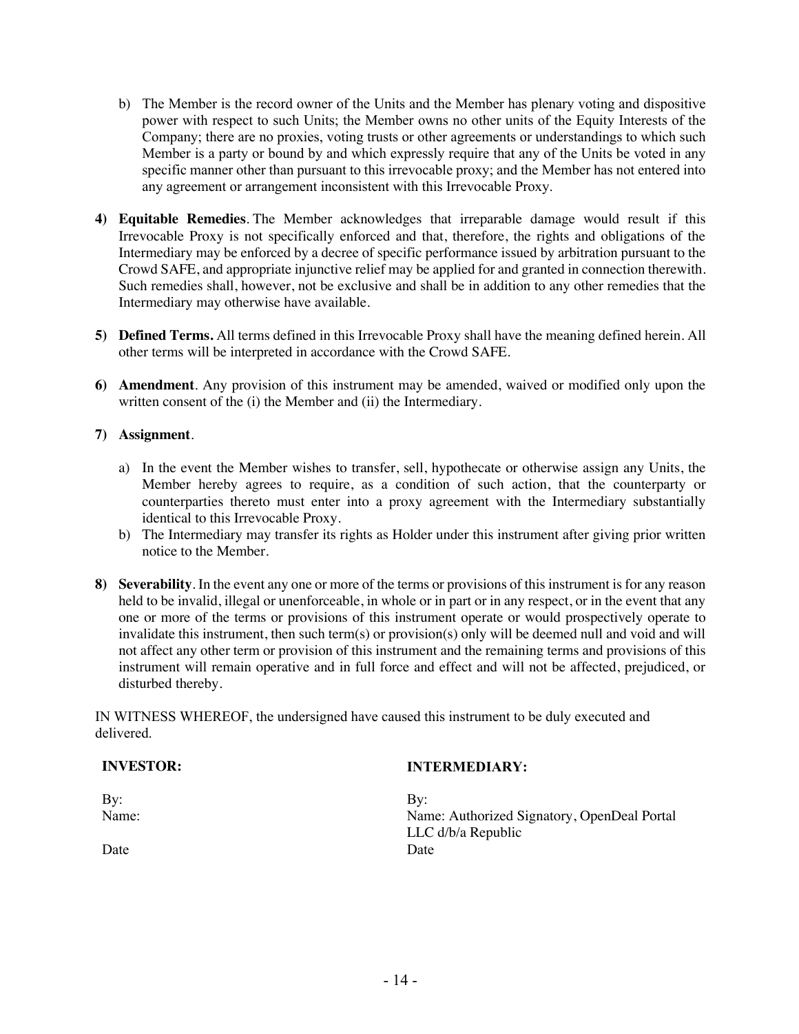b) The Member is the record owner of the Units and the Member has plenary voting and dispositive power with respect to such Units; the Member owns no other units of the Equity Interests of the Company; there are no proxies, voting trusts or other agreements or understandings to which such Member is a party or bound by and which expressly require that any of the Units be voted in any specific manner other than pursuant to this irrevocable proxy; and the Member has not entered into any agreement or arrangement inconsistent with this Irrevocable Proxy.

**4) Equitable Remedies**. The Member acknowledges that irreparable damage would result if this Irrevocable Proxy is not specifically enforced and that, therefore, the rights and obligations of the Intermediary may be enforced by a decree of specific performance issued by arbitration pursuant to the Crowd SAFE, and appropriate injunctive relief may be applied for and granted in connection therewith. Such remedies shall, however, not be exclusive and shall be in addition to any other remedies that the Intermediary may otherwise have available.

**5) Defined Terms.** All terms defined in this Irrevocable Proxy shall have the meaning defined herein. All other terms will be interpreted in accordance with the Crowd SAFE.

**6) Amendment**. Any provision of this instrument may be amended, waived or modified only upon the written consent of the (i) the Member and (ii) the Intermediary.

**7) Assignment**.

a) In the event the Member wishes to transfer, sell, hypothecate or otherwise assign any Units, the Member hereby agrees to require, as a condition of such action, that the counterparty or counterparties thereto must enter into a proxy agreement with the Intermediary substantially identical to this Irrevocable Proxy.

b) The Intermediary may transfer its rights as Holder under this instrument after giving prior written notice to the Member.

**8) Severability**. In the event any one or more of the terms or provisions of this instrument is for any reason held to be invalid, illegal or unenforceable, in whole or in part or in any respect, or in the event that any one or more of the terms or provisions of this instrument operate or would prospectively operate to invalidate this instrument, then such term(s) or provision(s) only will be deemed null and void and will not affect any other term or provision of this instrument and the remaining terms and provisions of this instrument will remain operative and in full force and effect and will not be affected, prejudiced, or disturbed thereby.

IN WITNESS WHEREOF, the undersigned have caused this instrument to be duly executed and delivered.

**INVESTOR:**

By:
Name:

Date

**INTERMEDIARY:**

By:
Name: Authorized Signatory, OpenDeal Portal LLC d/b/a Republic
Date